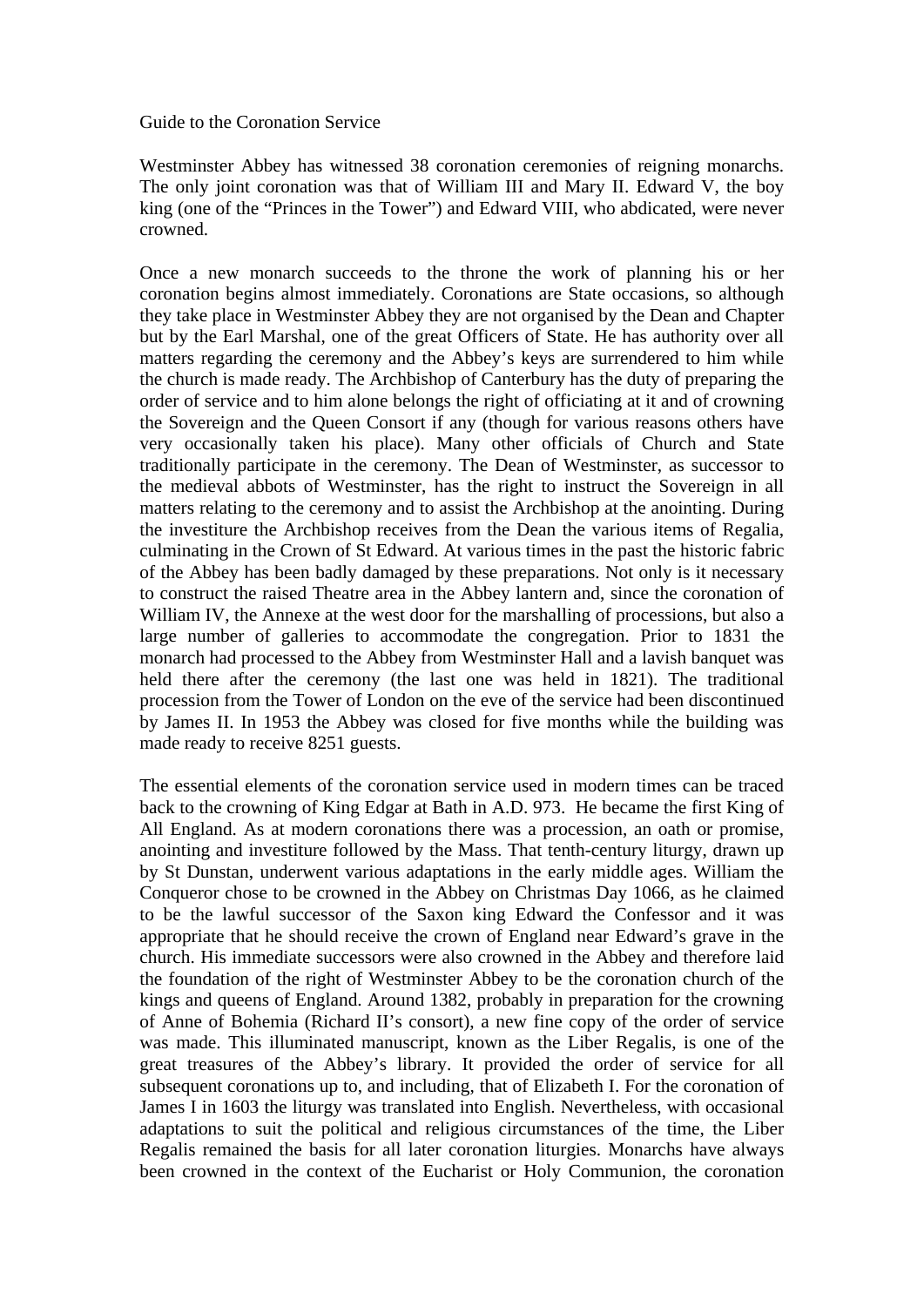# Guide to the Coronation Service

Westminster Abbey has witnessed 38 coronation ceremonies of reigning monarchs. The only joint coronation was that of William III and Mary II. Edward V, the boy king (one of the "Princes in the Tower") and Edward VIII, who abdicated, were never crowned.

Once a new monarch succeeds to the throne the work of planning his or her coronation begins almost immediately. Coronations are State occasions, so although they take place in Westminster Abbey they are not organised by the Dean and Chapter but by the Earl Marshal, one of the great Officers of State. He has authority over all matters regarding the ceremony and the Abbey's keys are surrendered to him while the church is made ready. The Archbishop of Canterbury has the duty of preparing the order of service and to him alone belongs the right of officiating at it and of crowning the Sovereign and the Queen Consort if any (though for various reasons others have very occasionally taken his place). Many other officials of Church and State traditionally participate in the ceremony. The Dean of Westminster, as successor to the medieval abbots of Westminster, has the right to instruct the Sovereign in all matters relating to the ceremony and to assist the Archbishop at the anointing. During the investiture the Archbishop receives from the Dean the various items of Regalia, culminating in the Crown of St Edward. At various times in the past the historic fabric of the Abbey has been badly damaged by these preparations. Not only is it necessary to construct the raised Theatre area in the Abbey lantern and, since the coronation of William IV, the Annexe at the west door for the marshalling of processions, but also a large number of galleries to accommodate the congregation. Prior to 1831 the monarch had processed to the Abbey from Westminster Hall and a lavish banquet was held there after the ceremony (the last one was held in 1821). The traditional procession from the Tower of London on the eve of the service had been discontinued by James II. In 1953 the Abbey was closed for five months while the building was made ready to receive 8251 guests.

The essential elements of the coronation service used in modern times can be traced back to the crowning of King Edgar at Bath in A.D. 973. He became the first King of All England. As at modern coronations there was a procession, an oath or promise, anointing and investiture followed by the Mass. That tenth-century liturgy, drawn up by St Dunstan, underwent various adaptations in the early middle ages. William the Conqueror chose to be crowned in the Abbey on Christmas Day 1066, as he claimed to be the lawful successor of the Saxon king Edward the Confessor and it was appropriate that he should receive the crown of England near Edward's grave in the church. His immediate successors were also crowned in the Abbey and therefore laid the foundation of the right of Westminster Abbey to be the coronation church of the kings and queens of England. Around 1382, probably in preparation for the crowning of Anne of Bohemia (Richard II's consort), a new fine copy of the order of service was made. This illuminated manuscript, known as the Liber Regalis, is one of the great treasures of the Abbey's library. It provided the order of service for all subsequent coronations up to, and including, that of Elizabeth I. For the coronation of James I in 1603 the liturgy was translated into English. Nevertheless, with occasional adaptations to suit the political and religious circumstances of the time, the Liber Regalis remained the basis for all later coronation liturgies. Monarchs have always been crowned in the context of the Eucharist or Holy Communion, the coronation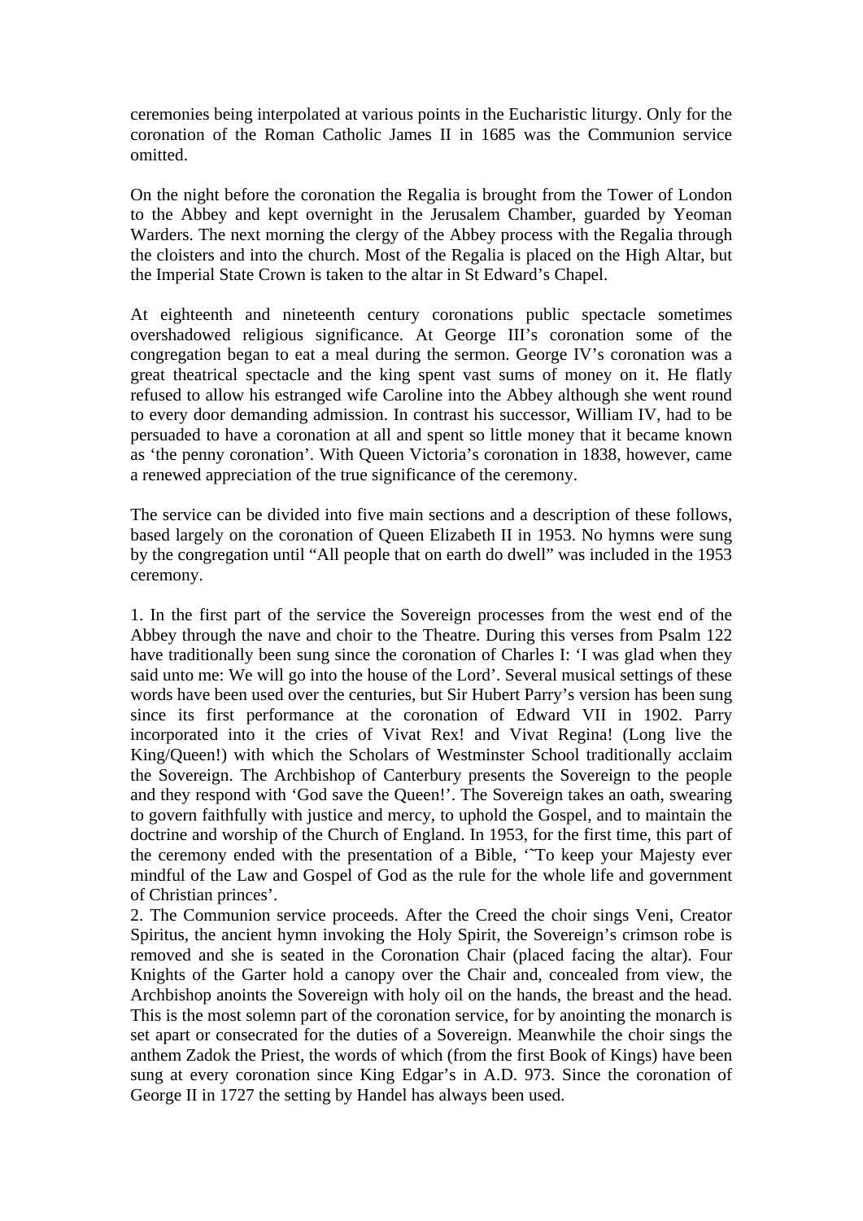ceremonies being interpolated at various points in the Eucharistic liturgy. Only for the coronation of the Roman Catholic James II in 1685 was the Communion service omitted.

On the night before the coronation the Regalia is brought from the Tower of London to the Abbey and kept overnight in the Jerusalem Chamber, guarded by Yeoman Warders. The next morning the clergy of the Abbey process with the Regalia through the cloisters and into the church. Most of the Regalia is placed on the High Altar, but the Imperial State Crown is taken to the altar in St Edward's Chapel.

At eighteenth and nineteenth century coronations public spectacle sometimes overshadowed religious significance. At George III's coronation some of the congregation began to eat a meal during the sermon. George IV's coronation was a great theatrical spectacle and the king spent vast sums of money on it. He flatly refused to allow his estranged wife Caroline into the Abbey although she went round to every door demanding admission. In contrast his successor, William IV, had to be persuaded to have a coronation at all and spent so little money that it became known as 'the penny coronation'. With Queen Victoria's coronation in 1838, however, came a renewed appreciation of the true significance of the ceremony.

The service can be divided into five main sections and a description of these follows, based largely on the coronation of Queen Elizabeth II in 1953. No hymns were sung by the congregation until "All people that on earth do dwell" was included in the 1953 ceremony.

1. In the first part of the service the Sovereign processes from the west end of the Abbey through the nave and choir to the Theatre. During this verses from Psalm 122 have traditionally been sung since the coronation of Charles I: 'I was glad when they said unto me: We will go into the house of the Lord'. Several musical settings of these words have been used over the centuries, but Sir Hubert Parry's version has been sung since its first performance at the coronation of Edward VII in 1902. Parry incorporated into it the cries of Vivat Rex! and Vivat Regina! (Long live the King/Queen!) with which the Scholars of Westminster School traditionally acclaim the Sovereign. The Archbishop of Canterbury presents the Sovereign to the people and they respond with 'God save the Queen!'. The Sovereign takes an oath, swearing to govern faithfully with justice and mercy, to uphold the Gospel, and to maintain the doctrine and worship of the Church of England. In 1953, for the first time, this part of the ceremony ended with the presentation of a Bible, '˜To keep your Majesty ever mindful of the Law and Gospel of God as the rule for the whole life and government of Christian princes'.
2. The Communion service proceeds. After the Creed the choir sings Veni, Creator Spiritus, the ancient hymn invoking the Holy Spirit, the Sovereign's crimson robe is removed and she is seated in the Coronation Chair (placed facing the altar). Four Knights of the Garter hold a canopy over the Chair and, concealed from view, the Archbishop anoints the Sovereign with holy oil on the hands, the breast and the head. This is the most solemn part of the coronation service, for by anointing the monarch is set apart or consecrated for the duties of a Sovereign. Meanwhile the choir sings the anthem Zadok the Priest, the words of which (from the first Book of Kings) have been sung at every coronation since King Edgar's in A.D. 973. Since the coronation of George II in 1727 the setting by Handel has always been used.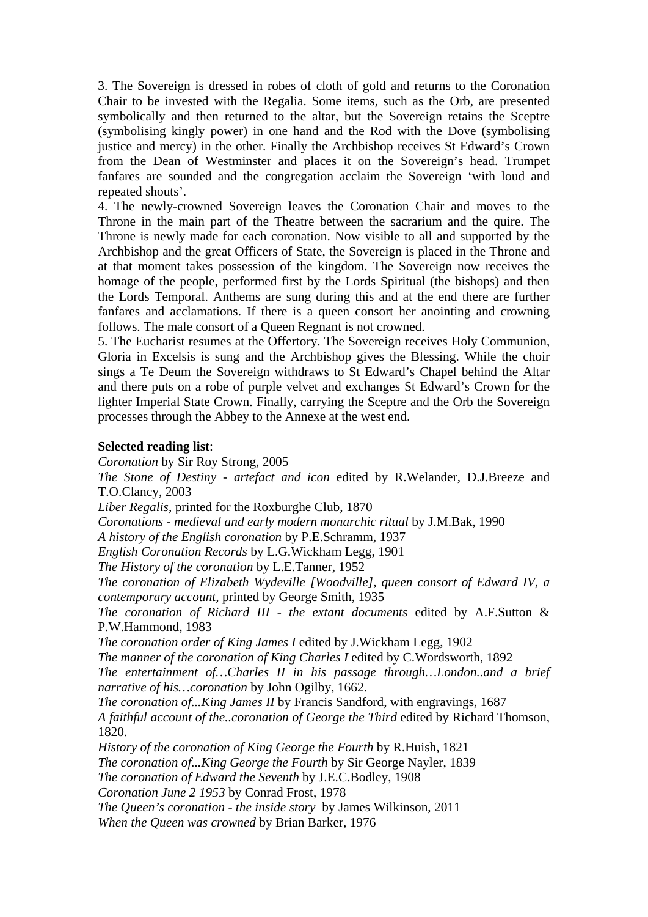3. The Sovereign is dressed in robes of cloth of gold and returns to the Coronation Chair to be invested with the Regalia. Some items, such as the Orb, are presented symbolically and then returned to the altar, but the Sovereign retains the Sceptre (symbolising kingly power) in one hand and the Rod with the Dove (symbolising justice and mercy) in the other. Finally the Archbishop receives St Edward's Crown from the Dean of Westminster and places it on the Sovereign's head. Trumpet fanfares are sounded and the congregation acclaim the Sovereign 'with loud and repeated shouts'.

4. The newly-crowned Sovereign leaves the Coronation Chair and moves to the Throne in the main part of the Theatre between the sacrarium and the quire. The Throne is newly made for each coronation. Now visible to all and supported by the Archbishop and the great Officers of State, the Sovereign is placed in the Throne and at that moment takes possession of the kingdom. The Sovereign now receives the homage of the people, performed first by the Lords Spiritual (the bishops) and then the Lords Temporal. Anthems are sung during this and at the end there are further fanfares and acclamations. If there is a queen consort her anointing and crowning follows. The male consort of a Queen Regnant is not crowned.

5. The Eucharist resumes at the Offertory. The Sovereign receives Holy Communion, Gloria in Excelsis is sung and the Archbishop gives the Blessing. While the choir sings a Te Deum the Sovereign withdraws to St Edward's Chapel behind the Altar and there puts on a robe of purple velvet and exchanges St Edward's Crown for the lighter Imperial State Crown. Finally, carrying the Sceptre and the Orb the Sovereign processes through the Abbey to the Annexe at the west end.

**Selected reading list**:

*Coronation* by Sir Roy Strong, 2005

*The Stone of Destiny - artefact and icon* edited by R.Welander, D.J.Breeze and T.O.Clancy, 2003

*Liber Regalis*, printed for the Roxburghe Club, 1870

*Coronations - medieval and early modern monarchic ritual* by J.M.Bak, 1990

*A history of the English coronation* by P.E.Schramm, 1937

*English Coronation Records* by L.G.Wickham Legg, 1901

*The History of the coronation* by L.E.Tanner, 1952

*The coronation of Elizabeth Wydeville [Woodville], queen consort of Edward IV, a contemporary account*, printed by George Smith, 1935

*The coronation of Richard III - the extant documents* edited by A.F.Sutton & P.W.Hammond, 1983

*The coronation order of King James I* edited by J.Wickham Legg, 1902

*The manner of the coronation of King Charles I* edited by C.Wordsworth, 1892

*The entertainment of…Charles II in his passage through…London..and a brief narrative of his…coronation* by John Ogilby, 1662.

*The coronation of...King James II* by Francis Sandford, with engravings, 1687

*A faithful account of the..coronation of George the Third* edited by Richard Thomson, 1820.

*History of the coronation of King George the Fourth* by R.Huish, 1821

*The coronation of...King George the Fourth* by Sir George Nayler, 1839

*The coronation of Edward the Seventh* by J.E.C.Bodley, 1908

*Coronation June 2 1953* by Conrad Frost, 1978

*The Queen's coronation - the inside story* by James Wilkinson, 2011

*When the Queen was crowned* by Brian Barker, 1976